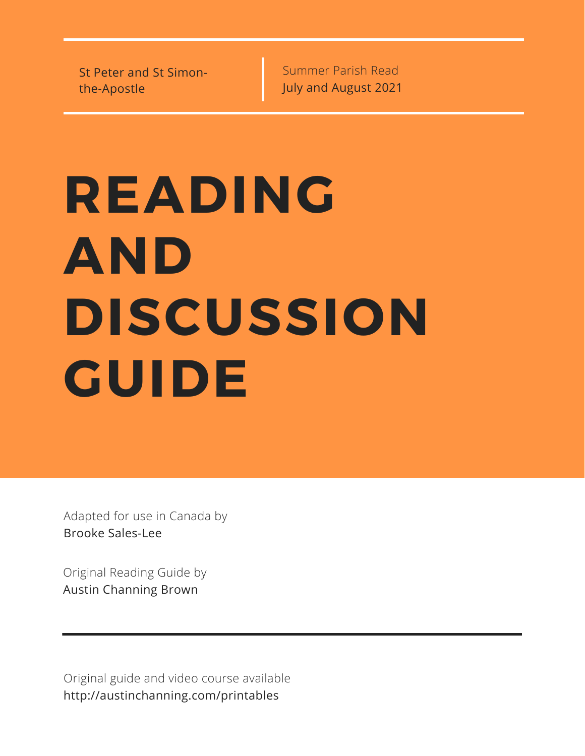St Peter and St Simon-the-Apostle

Summer Parish Read
July and August 2021

# READING AND DISCUSSION GUIDE

Adapted for use in Canada by
Brooke Sales-Lee

Original Reading Guide by
Austin Channing Brown

---

Original guide and video course available
http://austinchanning.com/printables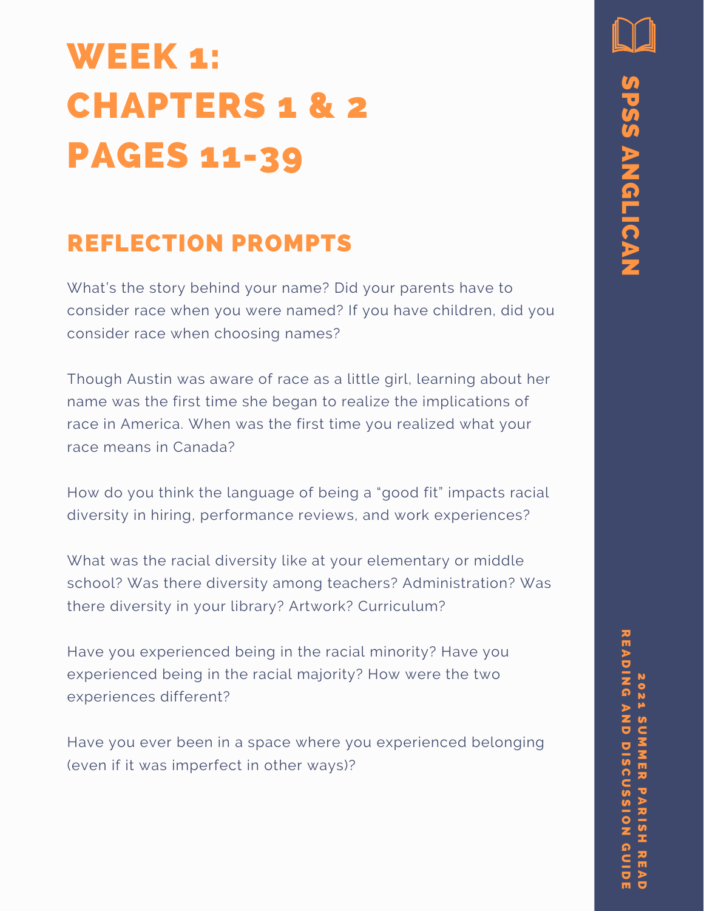# WEEK 1: CHAPTERS 1 & 2 PAGES 11-39

## REFLECTION PROMPTS

What's the story behind your name? Did your parents have to consider race when you were named? If you have children, did you consider race when choosing names?

Though Austin was aware of race as a little girl, learning about her name was the first time she began to realize the implications of race in America. When was the first time you realized what your race means in Canada?

How do you think the language of being a "good fit" impacts racial diversity in hiring, performance reviews, and work experiences?

What was the racial diversity like at your elementary or middle school? Was there diversity among teachers? Administration? Was there diversity in your library? Artwork? Curriculum?

Have you experienced being in the racial minority? Have you experienced being in the racial majority? How were the two experiences different?

Have you ever been in a space where you experienced belonging (even if it was imperfect in other ways)?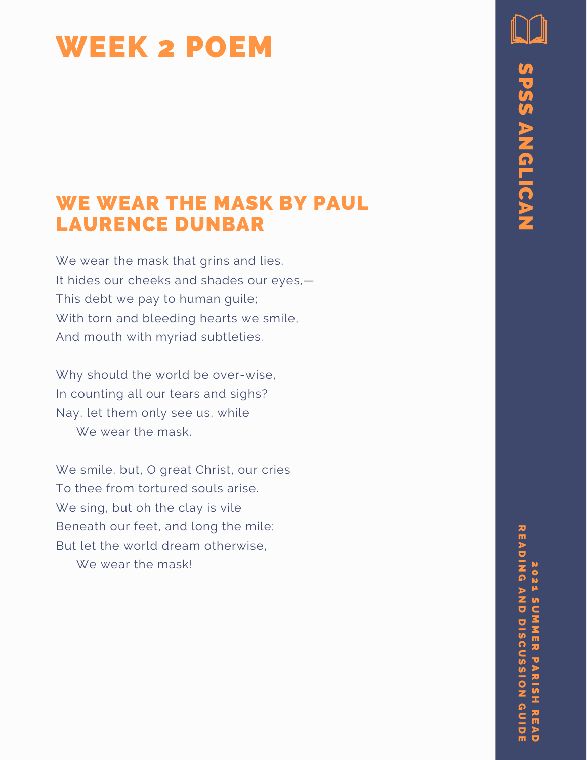# WEEK 2 POEM

## WE WEAR THE MASK BY PAUL LAURENCE DUNBAR

We wear the mask that grins and lies,
It hides our cheeks and shades our eyes,—
This debt we pay to human guile;
With torn and bleeding hearts we smile,
And mouth with myriad subtleties.

Why should the world be over-wise,
In counting all our tears and sighs?
Nay, let them only see us, while
    We wear the mask.

We smile, but, O great Christ, our cries
To thee from tortured souls arise.
We sing, but oh the clay is vile
Beneath our feet, and long the mile;
But let the world dream otherwise,
    We wear the mask!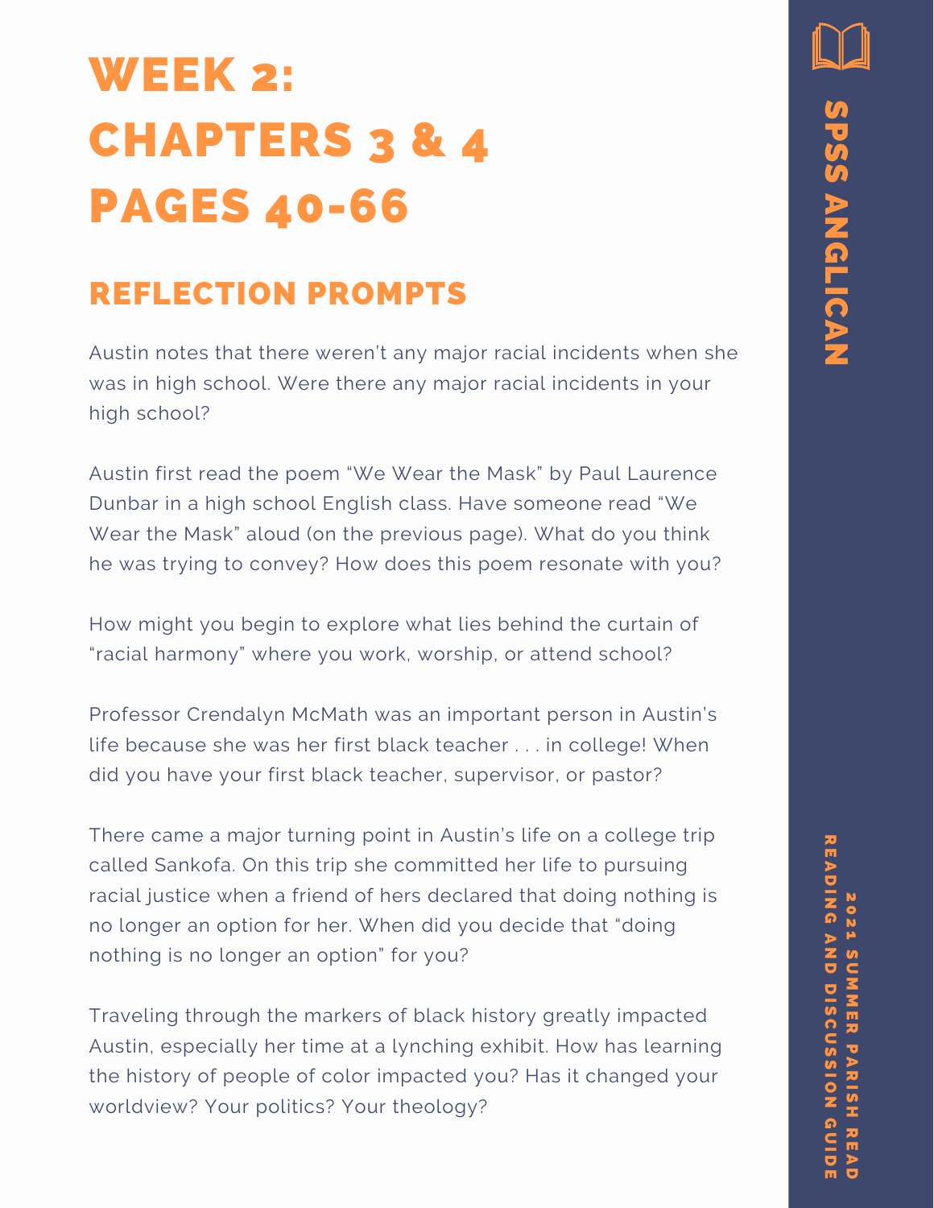# WEEK 2: CHAPTERS 3 & 4 PAGES 40-66

## REFLECTION PROMPTS

Austin notes that there weren't any major racial incidents when she was in high school. Were there any major racial incidents in your high school?

Austin first read the poem "We Wear the Mask" by Paul Laurence Dunbar in a high school English class. Have someone read "We Wear the Mask" aloud (on the previous page). What do you think he was trying to convey? How does this poem resonate with you?

How might you begin to explore what lies behind the curtain of "racial harmony" where you work, worship, or attend school?

Professor Crendalyn McMath was an important person in Austin's life because she was her first black teacher . . . in college! When did you have your first black teacher, supervisor, or pastor?

There came a major turning point in Austin's life on a college trip called Sankofa. On this trip she committed her life to pursuing racial justice when a friend of hers declared that doing nothing is no longer an option for her. When did you decide that "doing nothing is no longer an option" for you?

Traveling through the markers of black history greatly impacted Austin, especially her time at a lynching exhibit. How has learning the history of people of color impacted you? Has it changed your worldview? Your politics? Your theology?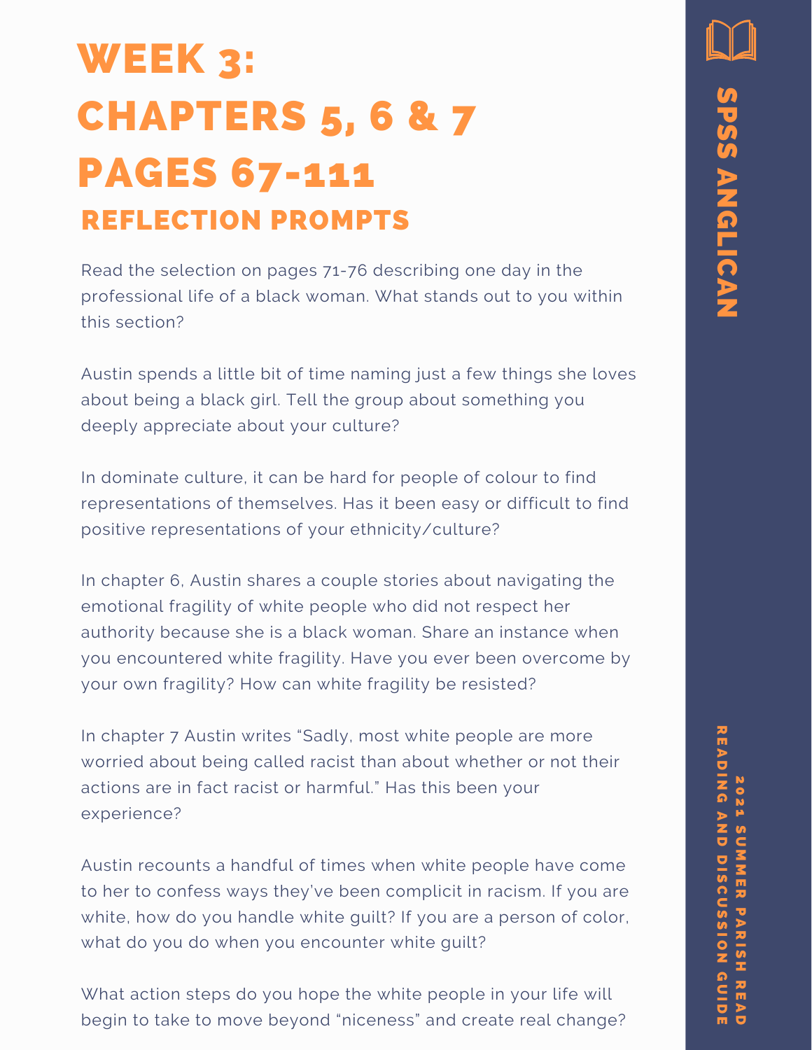# WEEK 3: CHAPTERS 5, 6 & 7 PAGES 67-111

## REFLECTION PROMPTS

Read the selection on pages 71-76 describing one day in the professional life of a black woman. What stands out to you within this section?

Austin spends a little bit of time naming just a few things she loves about being a black girl. Tell the group about something you deeply appreciate about your culture?

In dominate culture, it can be hard for people of colour to find representations of themselves. Has it been easy or difficult to find positive representations of your ethnicity/culture?

In chapter 6, Austin shares a couple stories about navigating the emotional fragility of white people who did not respect her authority because she is a black woman. Share an instance when you encountered white fragility. Have you ever been overcome by your own fragility? How can white fragility be resisted?

In chapter 7 Austin writes "Sadly, most white people are more worried about being called racist than about whether or not their actions are in fact racist or harmful." Has this been your experience?

Austin recounts a handful of times when white people have come to her to confess ways they've been complicit in racism. If you are white, how do you handle white guilt? If you are a person of color, what do you do when you encounter white guilt?

What action steps do you hope the white people in your life will begin to take to move beyond "niceness" and create real change?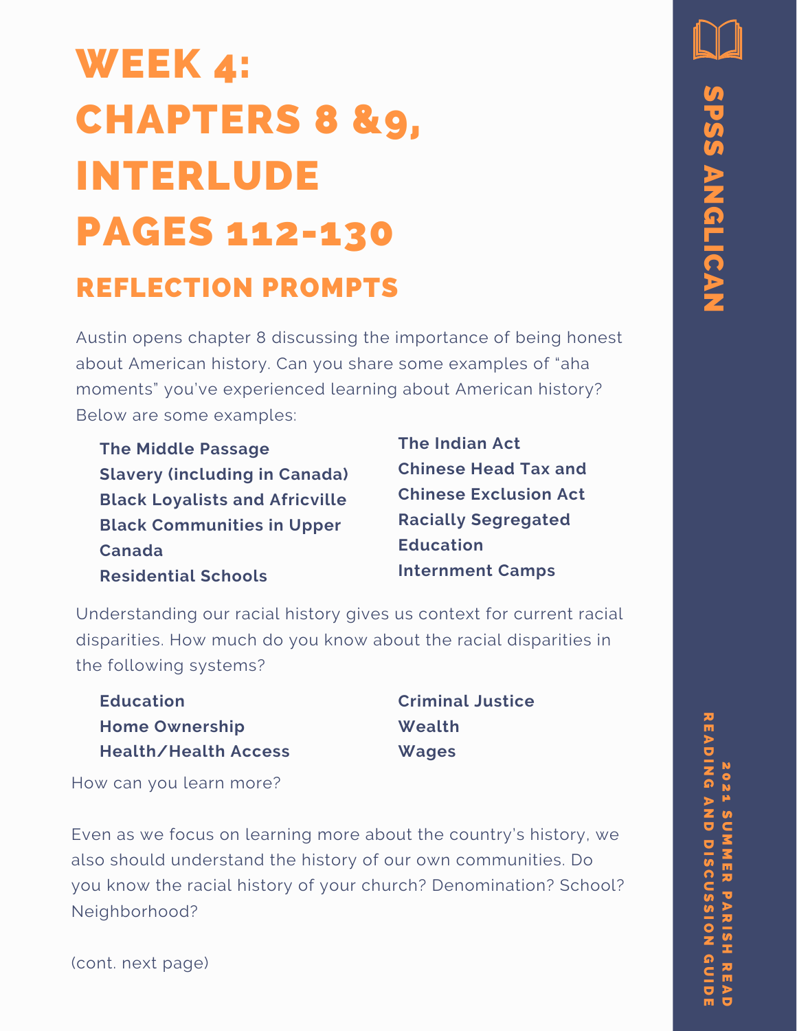# WEEK 4: CHAPTERS 8 &9, INTERLUDE PAGES 112-130

## REFLECTION PROMPTS

Austin opens chapter 8 discussing the importance of being honest about American history. Can you share some examples of "aha moments" you've experienced learning about American history? Below are some examples:

- **The Middle Passage**
- **Slavery (including in Canada)**
- **Black Loyalists and Africville**
- **Black Communities in Upper Canada**
- **Residential Schools**
- **The Indian Act**
- **Chinese Head Tax and Chinese Exclusion Act**
- **Racially Segregated Education**
- **Internment Camps**

Understanding our racial history gives us context for current racial disparities. How much do you know about the racial disparities in the following systems?

- **Education**
- **Home Ownership**
- **Health/Health Access**
- **Criminal Justice**
- **Wealth**
- **Wages**

How can you learn more?

Even as we focus on learning more about the country's history, we also should understand the history of our own communities. Do you know the racial history of your church? Denomination? School? Neighborhood?

(cont. next page)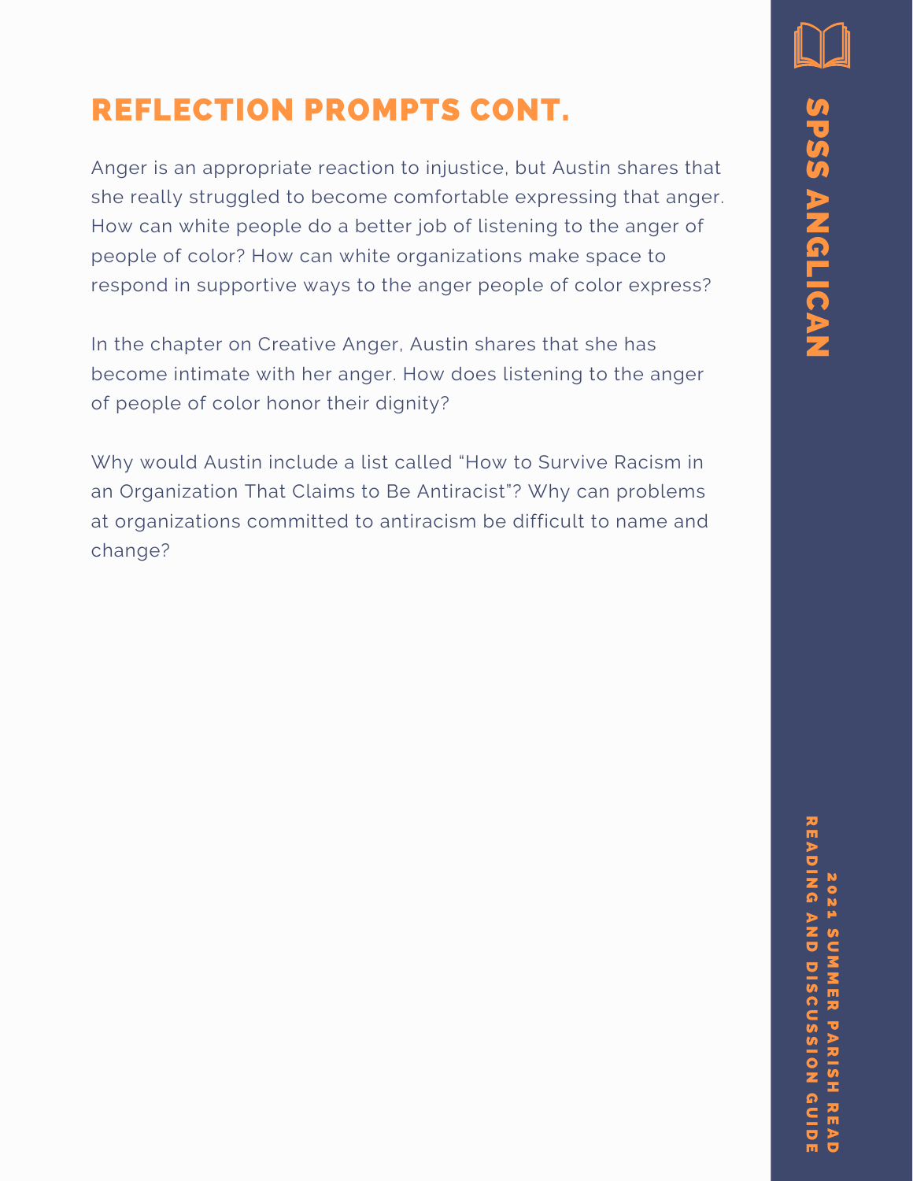## REFLECTION PROMPTS CONT.

Anger is an appropriate reaction to injustice, but Austin shares that she really struggled to become comfortable expressing that anger. How can white people do a better job of listening to the anger of people of color? How can white organizations make space to respond in supportive ways to the anger people of color express?

In the chapter on Creative Anger, Austin shares that she has become intimate with her anger. How does listening to the anger of people of color honor their dignity?

Why would Austin include a list called "How to Survive Racism in an Organization That Claims to Be Antiracist"? Why can problems at organizations committed to antiracism be difficult to name and change?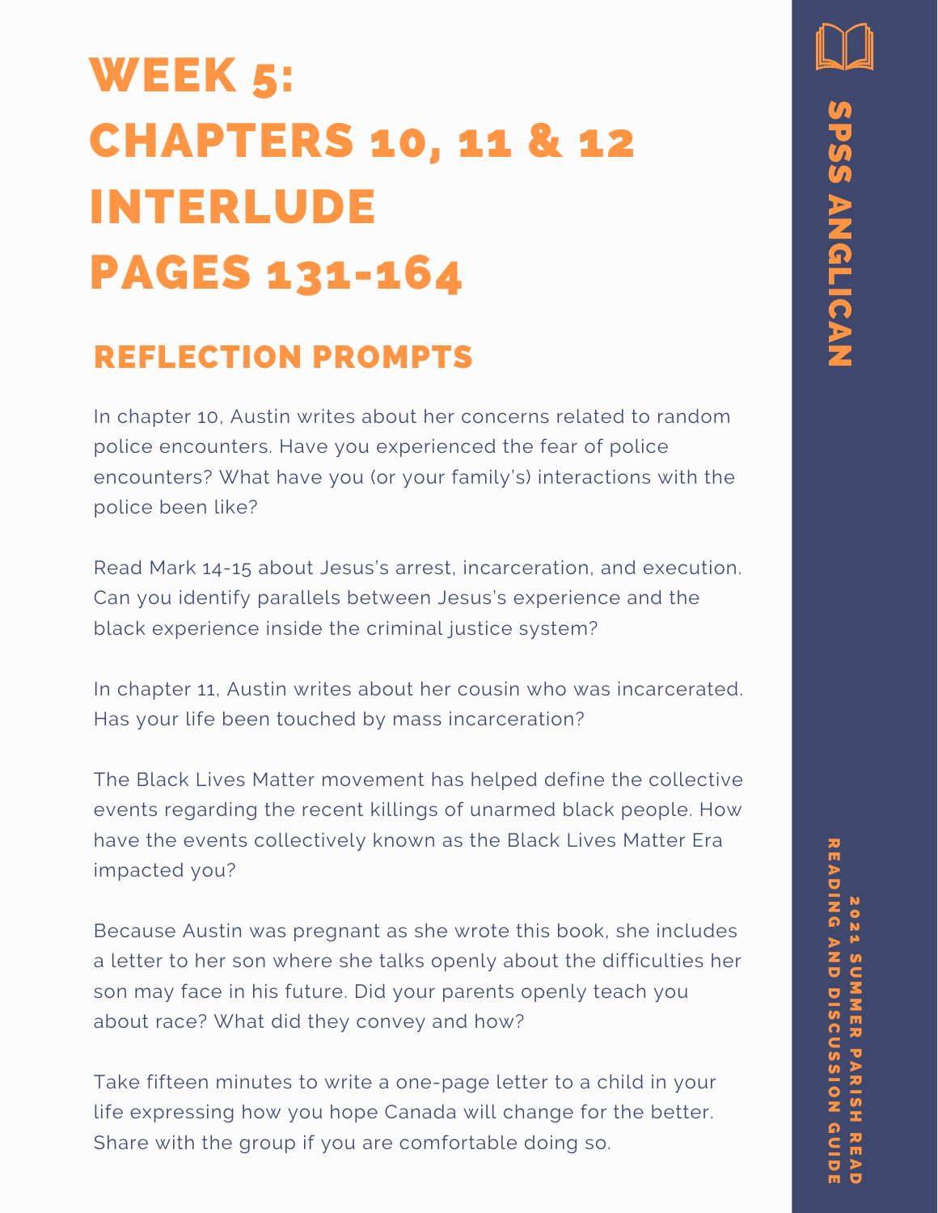# WEEK 5: CHAPTERS 10, 11 & 12 INTERLUDE PAGES 131-164

## REFLECTION PROMPTS

In chapter 10, Austin writes about her concerns related to random police encounters. Have you experienced the fear of police encounters? What have you (or your family's) interactions with the police been like?

Read Mark 14-15 about Jesus's arrest, incarceration, and execution. Can you identify parallels between Jesus's experience and the black experience inside the criminal justice system?

In chapter 11, Austin writes about her cousin who was incarcerated. Has your life been touched by mass incarceration?

The Black Lives Matter movement has helped define the collective events regarding the recent killings of unarmed black people. How have the events collectively known as the Black Lives Matter Era impacted you?

Because Austin was pregnant as she wrote this book, she includes a letter to her son where she talks openly about the difficulties her son may face in his future. Did your parents openly teach you about race? What did they convey and how?

Take fifteen minutes to write a one-page letter to a child in your life expressing how you hope Canada will change for the better. Share with the group if you are comfortable doing so.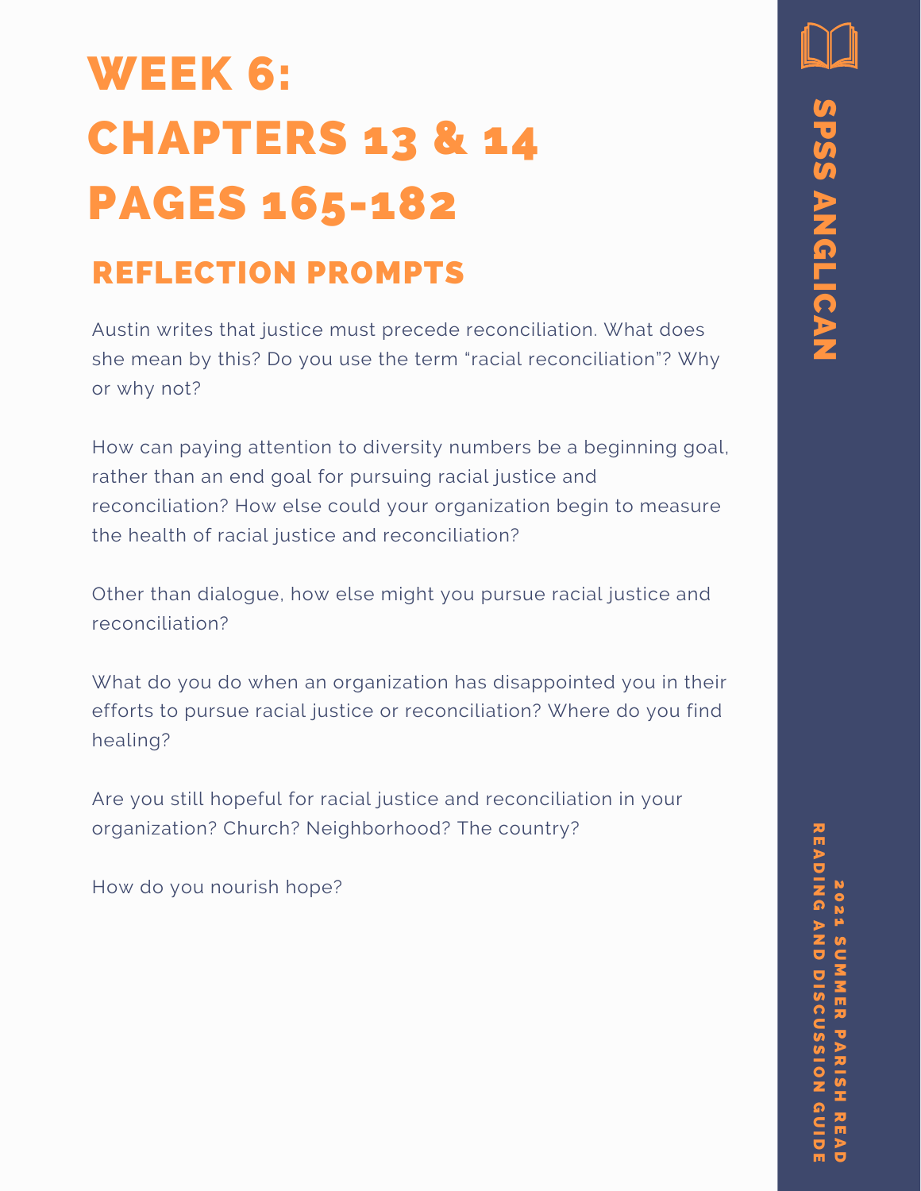# WEEK 6: CHAPTERS 13 & 14 PAGES 165-182

## REFLECTION PROMPTS

Austin writes that justice must precede reconciliation. What does she mean by this? Do you use the term “racial reconciliation”? Why or why not?

How can paying attention to diversity numbers be a beginning goal, rather than an end goal for pursuing racial justice and reconciliation? How else could your organization begin to measure the health of racial justice and reconciliation?

Other than dialogue, how else might you pursue racial justice and reconciliation?

What do you do when an organization has disappointed you in their efforts to pursue racial justice or reconciliation? Where do you find healing?

Are you still hopeful for racial justice and reconciliation in your organization? Church? Neighborhood? The country?

How do you nourish hope?